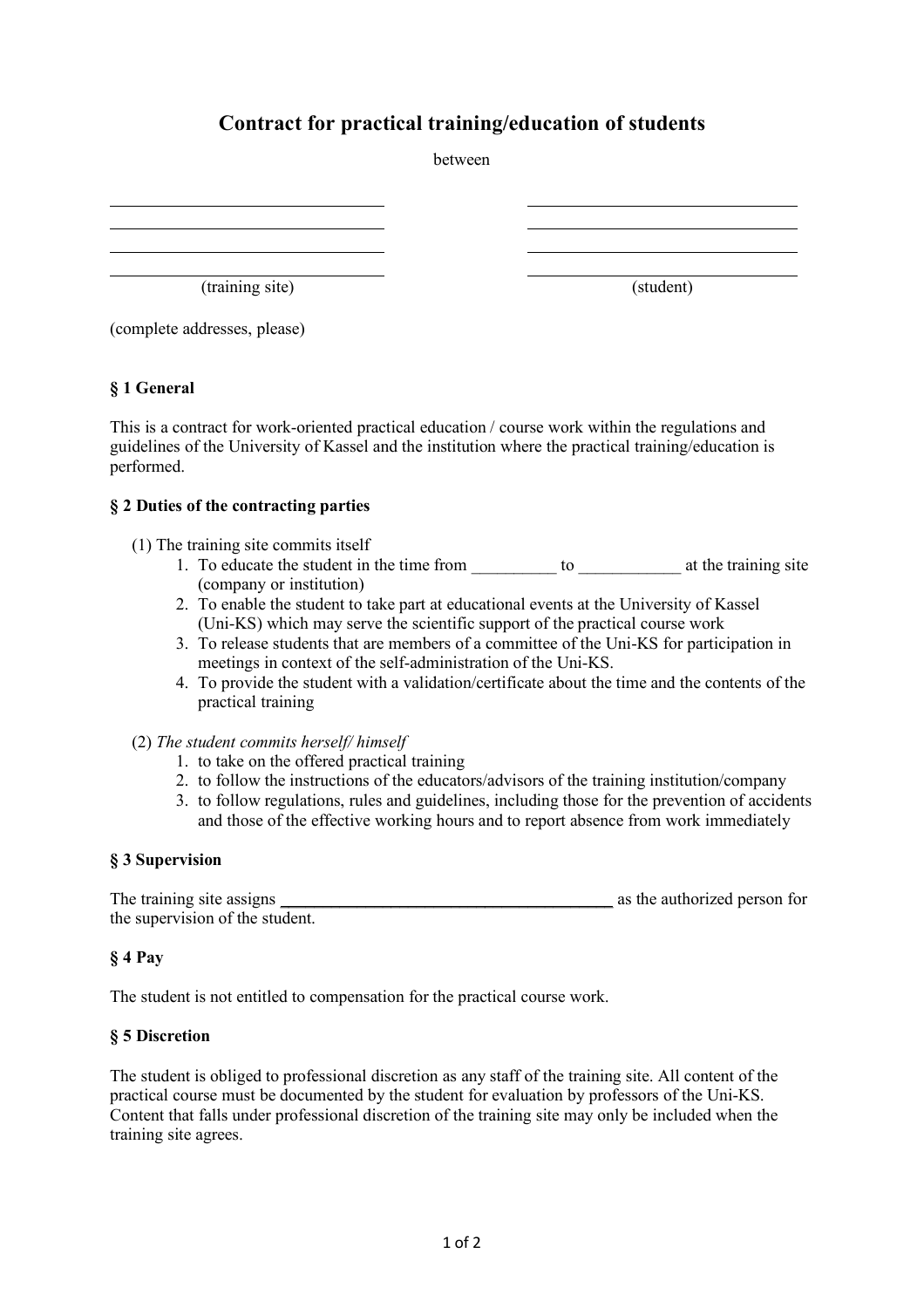# Contract for practical training/education of students

between

| \_\_\_\_\_\_\_\_\_\_\_\_\_\_\_\_\_\_\_\_\_\_\_\_\_\_\_\_\_\_ | \_\_\_\_\_\_\_\_\_\_\_\_\_\_\_\_\_\_\_\_\_\_\_\_\_\_\_\_\_\_ |
|---|---|
| \_\_\_\_\_\_\_\_\_\_\_\_\_\_\_\_\_\_\_\_\_\_\_\_\_\_\_\_\_\_ | \_\_\_\_\_\_\_\_\_\_\_\_\_\_\_\_\_\_\_\_\_\_\_\_\_\_\_\_\_\_ |
| \_\_\_\_\_\_\_\_\_\_\_\_\_\_\_\_\_\_\_\_\_\_\_\_\_\_\_\_\_\_ | \_\_\_\_\_\_\_\_\_\_\_\_\_\_\_\_\_\_\_\_\_\_\_\_\_\_\_\_\_\_ |
| \_\_\_\_\_\_\_\_\_\_\_\_\_\_\_\_\_\_\_\_\_\_\_\_\_\_\_\_\_\_ | \_\_\_\_\_\_\_\_\_\_\_\_\_\_\_\_\_\_\_\_\_\_\_\_\_\_\_\_\_\_ |
| (training site) | (student) |

(complete addresses, please)

### § 1 General

This is a contract for work-oriented practical education / course work within the regulations and guidelines of the University of Kassel and the institution where the practical training/education is performed.

### § 2 Duties of the contracting parties

(1) The training site commits itself

1. To educate the student in the time from __________ to ____________ at the training site (company or institution)
2. To enable the student to take part at educational events at the University of Kassel (Uni-KS) which may serve the scientific support of the practical course work
3. To release students that are members of a committee of the Uni-KS for participation in meetings in context of the self-administration of the Uni-KS.
4. To provide the student with a validation/certificate about the time and the contents of the practical training

(2) *The student commits herself/ himself*

1. to take on the offered practical training
2. to follow the instructions of the educators/advisors of the training institution/company
3. to follow regulations, rules and guidelines, including those for the prevention of accidents and those of the effective working hours and to report absence from work immediately

### § 3 Supervision

The training site assigns ________________________________________ as the authorized person for the supervision of the student.

### § 4 Pay

The student is not entitled to compensation for the practical course work.

### § 5 Discretion

The student is obliged to professional discretion as any staff of the training site. All content of the practical course must be documented by the student for evaluation by professors of the Uni-KS. Content that falls under professional discretion of the training site may only be included when the training site agrees.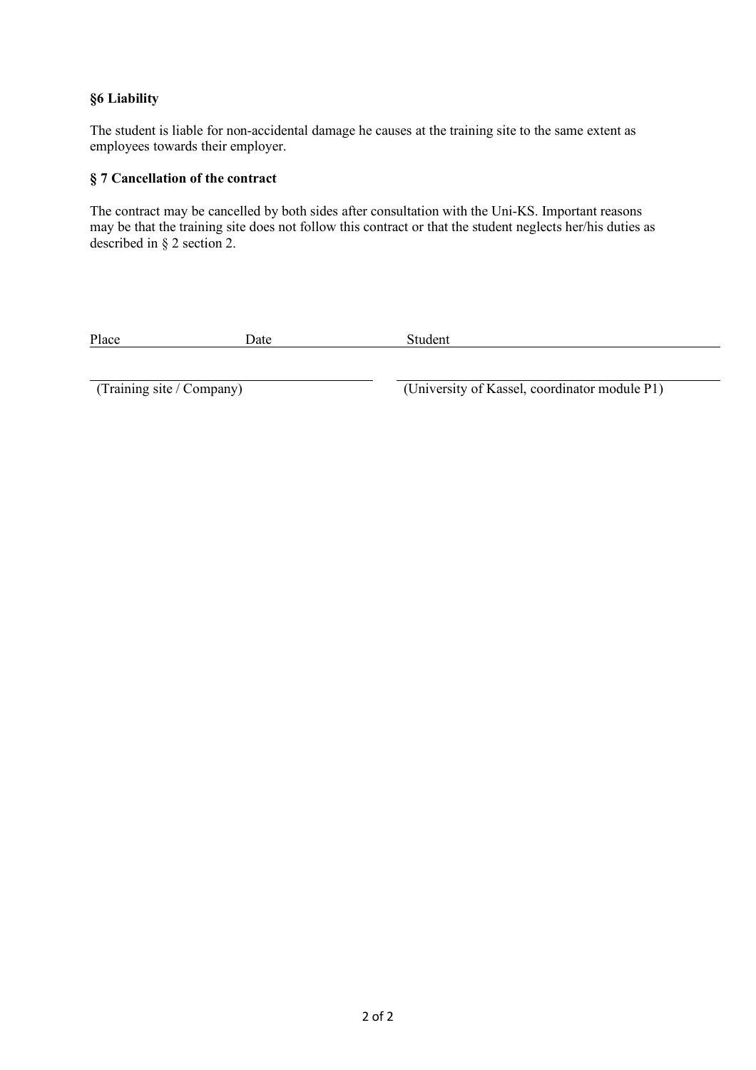### §6 Liability

The student is liable for non-accidental damage he causes at the training site to the same extent as employees towards their employer.

### § 7 Cancellation of the contract

The contract may be cancelled by both sides after consultation with the Uni-KS. Important reasons may be that the training site does not follow this contract or that the student neglects her/his duties as described in § 2 section 2.

Place Date Student

(Training site / Company) (University of Kassel, coordinator module P1)